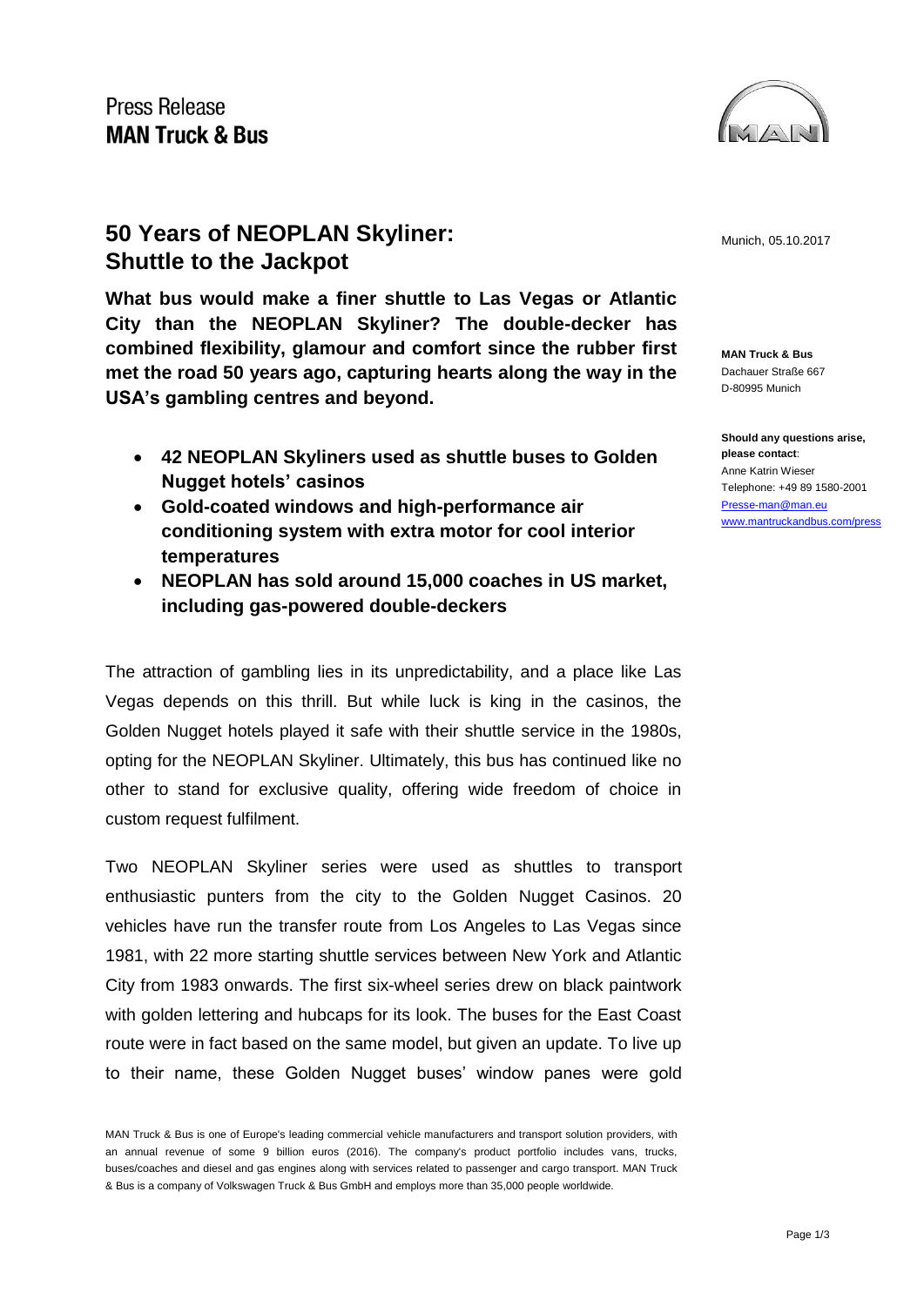Press Release
**MAN Truck & Bus**

Munich, 05.10.2017

**MAN Truck & Bus**
Dachauer Straße 667
D-80995 Munich

**Should any questions arise, please contact**:
Anne Katrin Wieser
Telephone: +49 89 1580-2001
Presse-man@man.eu
www.mantruckandbus.com/press

# 50 Years of NEOPLAN Skyliner: Shuttle to the Jackpot

**What bus would make a finer shuttle to Las Vegas or Atlantic City than the NEOPLAN Skyliner? The double-decker has combined flexibility, glamour and comfort since the rubber first met the road 50 years ago, capturing hearts along the way in the USA's gambling centres and beyond.**

- **42 NEOPLAN Skyliners used as shuttle buses to Golden Nugget hotels' casinos**
- **Gold-coated windows and high-performance air conditioning system with extra motor for cool interior temperatures**
- **NEOPLAN has sold around 15,000 coaches in US market, including gas-powered double-deckers**

The attraction of gambling lies in its unpredictability, and a place like Las Vegas depends on this thrill. But while luck is king in the casinos, the Golden Nugget hotels played it safe with their shuttle service in the 1980s, opting for the NEOPLAN Skyliner. Ultimately, this bus has continued like no other to stand for exclusive quality, offering wide freedom of choice in custom request fulfilment.

Two NEOPLAN Skyliner series were used as shuttles to transport enthusiastic punters from the city to the Golden Nugget Casinos. 20 vehicles have run the transfer route from Los Angeles to Las Vegas since 1981, with 22 more starting shuttle services between New York and Atlantic City from 1983 onwards. The first six-wheel series drew on black paintwork with golden lettering and hubcaps for its look. The buses for the East Coast route were in fact based on the same model, but given an update. To live up to their name, these Golden Nugget buses' window panes were gold

MAN Truck & Bus is one of Europe's leading commercial vehicle manufacturers and transport solution providers, with an annual revenue of some 9 billion euros (2016). The company's product portfolio includes vans, trucks, buses/coaches and diesel and gas engines along with services related to passenger and cargo transport. MAN Truck & Bus is a company of Volkswagen Truck & Bus GmbH and employs more than 35,000 people worldwide.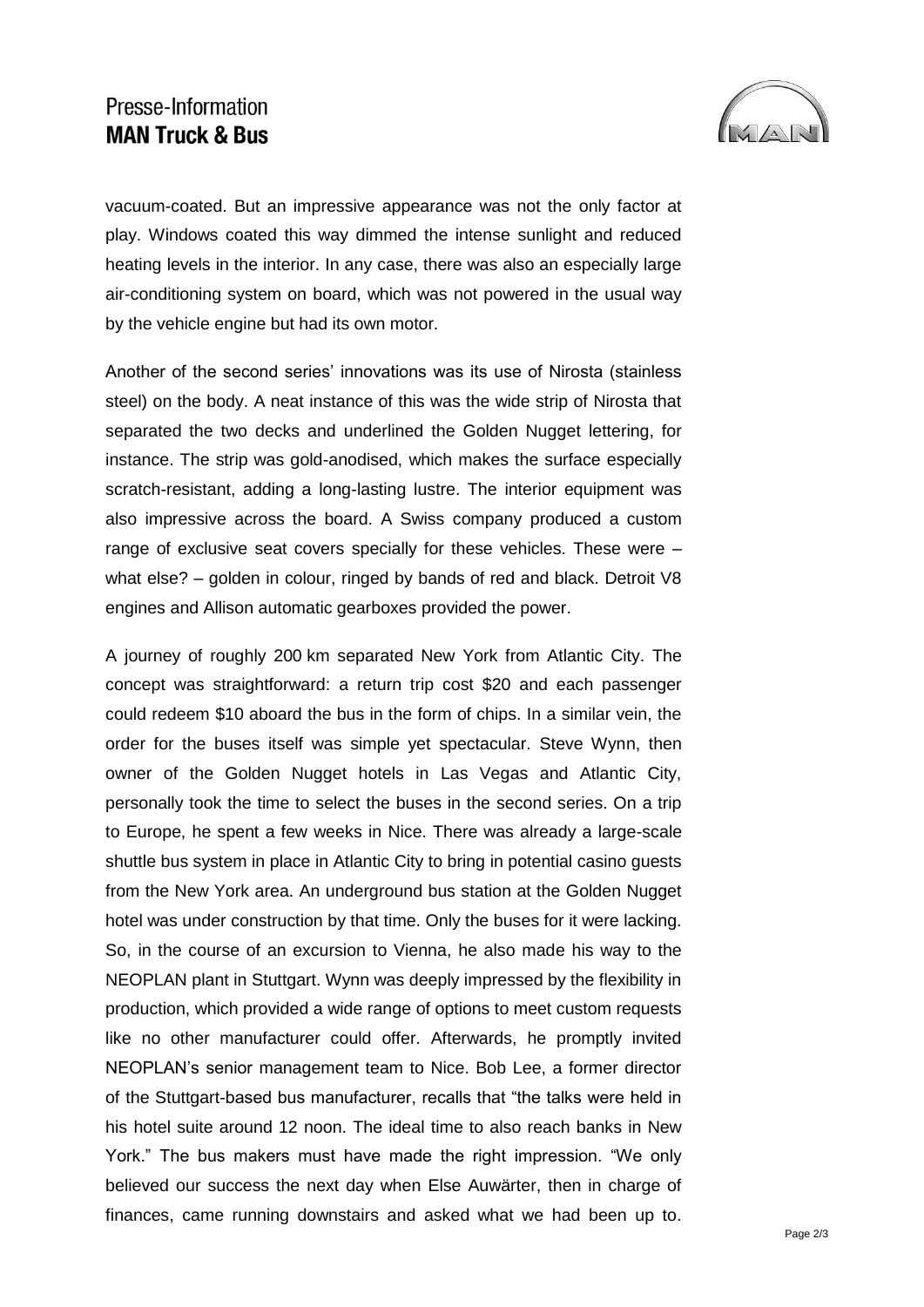vacuum-coated. But an impressive appearance was not the only factor at play. Windows coated this way dimmed the intense sunlight and reduced heating levels in the interior. In any case, there was also an especially large air-conditioning system on board, which was not powered in the usual way by the vehicle engine but had its own motor.

Another of the second series' innovations was its use of Nirosta (stainless steel) on the body. A neat instance of this was the wide strip of Nirosta that separated the two decks and underlined the Golden Nugget lettering, for instance. The strip was gold-anodised, which makes the surface especially scratch-resistant, adding a long-lasting lustre. The interior equipment was also impressive across the board. A Swiss company produced a custom range of exclusive seat covers specially for these vehicles. These were – what else? – golden in colour, ringed by bands of red and black. Detroit V8 engines and Allison automatic gearboxes provided the power.

A journey of roughly 200 km separated New York from Atlantic City. The concept was straightforward: a return trip cost $20 and each passenger could redeem $10 aboard the bus in the form of chips. In a similar vein, the order for the buses itself was simple yet spectacular. Steve Wynn, then owner of the Golden Nugget hotels in Las Vegas and Atlantic City, personally took the time to select the buses in the second series. On a trip to Europe, he spent a few weeks in Nice. There was already a large-scale shuttle bus system in place in Atlantic City to bring in potential casino guests from the New York area. An underground bus station at the Golden Nugget hotel was under construction by that time. Only the buses for it were lacking. So, in the course of an excursion to Vienna, he also made his way to the NEOPLAN plant in Stuttgart. Wynn was deeply impressed by the flexibility in production, which provided a wide range of options to meet custom requests like no other manufacturer could offer. Afterwards, he promptly invited NEOPLAN's senior management team to Nice. Bob Lee, a former director of the Stuttgart-based bus manufacturer, recalls that "the talks were held in his hotel suite around 12 noon. The ideal time to also reach banks in New York." The bus makers must have made the right impression. "We only believed our success the next day when Else Auwärter, then in charge of finances, came running downstairs and asked what we had been up to.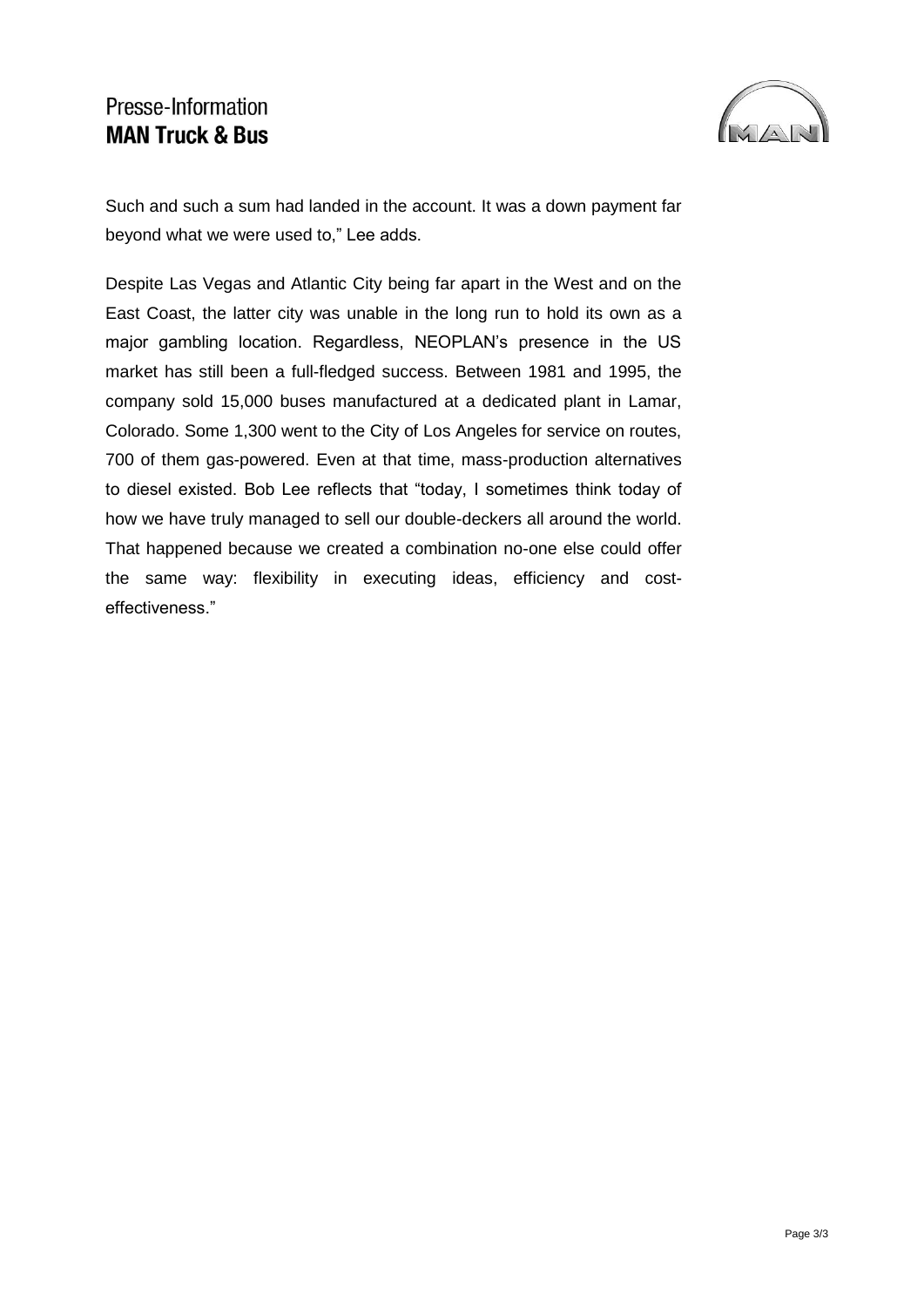Such and such a sum had landed in the account. It was a down payment far beyond what we were used to," Lee adds.

Despite Las Vegas and Atlantic City being far apart in the West and on the East Coast, the latter city was unable in the long run to hold its own as a major gambling location. Regardless, NEOPLAN's presence in the US market has still been a full-fledged success. Between 1981 and 1995, the company sold 15,000 buses manufactured at a dedicated plant in Lamar, Colorado. Some 1,300 went to the City of Los Angeles for service on routes, 700 of them gas-powered. Even at that time, mass-production alternatives to diesel existed. Bob Lee reflects that "today, I sometimes think today of how we have truly managed to sell our double-deckers all around the world. That happened because we created a combination no-one else could offer the same way: flexibility in executing ideas, efficiency and cost-effectiveness."